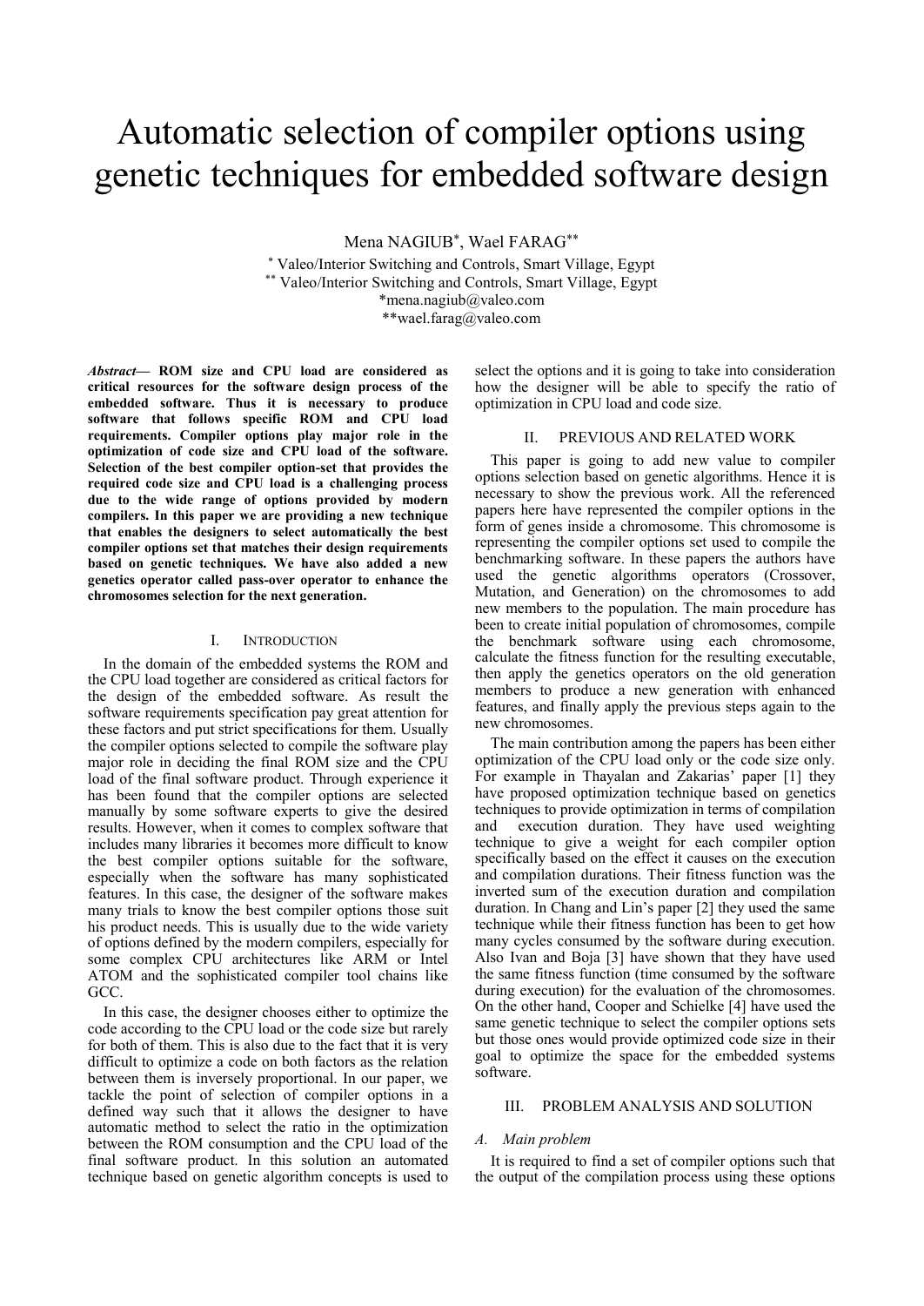# Automatic selection of compiler options using genetic techniques for embedded software design

Mena NAGIUB[*], Wael FARAG[**]

[*] Valeo/Interior Switching and Controls, Smart Village, Egypt
[**] Valeo/Interior Switching and Controls, Smart Village, Egypt
*mena.nagiub@valeo.com
**wael.farag@valeo.com

***Abstract*— ROM size and CPU load are considered as critical resources for the software design process of the embedded software. Thus it is necessary to produce software that follows specific ROM and CPU load requirements. Compiler options play major role in the optimization of code size and CPU load of the software. Selection of the best compiler option-set that provides the required code size and CPU load is a challenging process due to the wide range of options provided by modern compilers. In this paper we are providing a new technique that enables the designers to select automatically the best compiler options set that matches their design requirements based on genetic techniques. We have also added a new genetics operator called pass-over operator to enhance the chromosomes selection for the next generation.**

## I. Introduction

In the domain of the embedded systems the ROM and the CPU load together are considered as critical factors for the design of the embedded software. As result the software requirements specification pay great attention for these factors and put strict specifications for them. Usually the compiler options selected to compile the software play major role in deciding the final ROM size and the CPU load of the final software product. Through experience it has been found that the compiler options are selected manually by some software experts to give the desired results. However, when it comes to complex software that includes many libraries it becomes more difficult to know the best compiler options suitable for the software, especially when the software has many sophisticated features. In this case, the designer of the software makes many trials to know the best compiler options those suit his product needs. This is usually due to the wide variety of options defined by the modern compilers, especially for some complex CPU architectures like ARM or Intel ATOM and the sophisticated compiler tool chains like GCC.

In this case, the designer chooses either to optimize the code according to the CPU load or the code size but rarely for both of them. This is also due to the fact that it is very difficult to optimize a code on both factors as the relation between them is inversely proportional. In our paper, we tackle the point of selection of compiler options in a defined way such that it allows the designer to have automatic method to select the ratio in the optimization between the ROM consumption and the CPU load of the final software product. In this solution an automated technique based on genetic algorithm concepts is used to select the options and it is going to take into consideration how the designer will be able to specify the ratio of optimization in CPU load and code size.

## II. Previous and Related Work

This paper is going to add new value to compiler options selection based on genetic algorithms. Hence it is necessary to show the previous work. All the referenced papers here have represented the compiler options in the form of genes inside a chromosome. This chromosome is representing the compiler options set used to compile the benchmarking software. In these papers the authors have used the genetic algorithms operators (Crossover, Mutation, and Generation) on the chromosomes to add new members to the population. The main procedure has been to create initial population of chromosomes, compile the benchmark software using each chromosome, calculate the fitness function for the resulting executable, then apply the genetics operators on the old generation members to produce a new generation with enhanced features, and finally apply the previous steps again to the new chromosomes.

The main contribution among the papers has been either optimization of the CPU load only or the code size only. For example in Thayalan and Zakarias' paper [1] they have proposed optimization technique based on genetics techniques to provide optimization in terms of compilation and execution duration. They have used weighting technique to give a weight for each compiler option specifically based on the effect it causes on the execution and compilation durations. Their fitness function was the inverted sum of the execution duration and compilation duration. In Chang and Lin's paper [2] they used the same technique while their fitness function has been to get how many cycles consumed by the software during execution. Also Ivan and Boja [3] have shown that they have used the same fitness function (time consumed by the software during execution) for the evaluation of the chromosomes. On the other hand, Cooper and Schielke [4] have used the same genetic technique to select the compiler options sets but those ones would provide optimized code size in their goal to optimize the space for the embedded systems software.

## III. Problem Analysis and Solution

### A. Main problem

It is required to find a set of compiler options such that the output of the compilation process using these options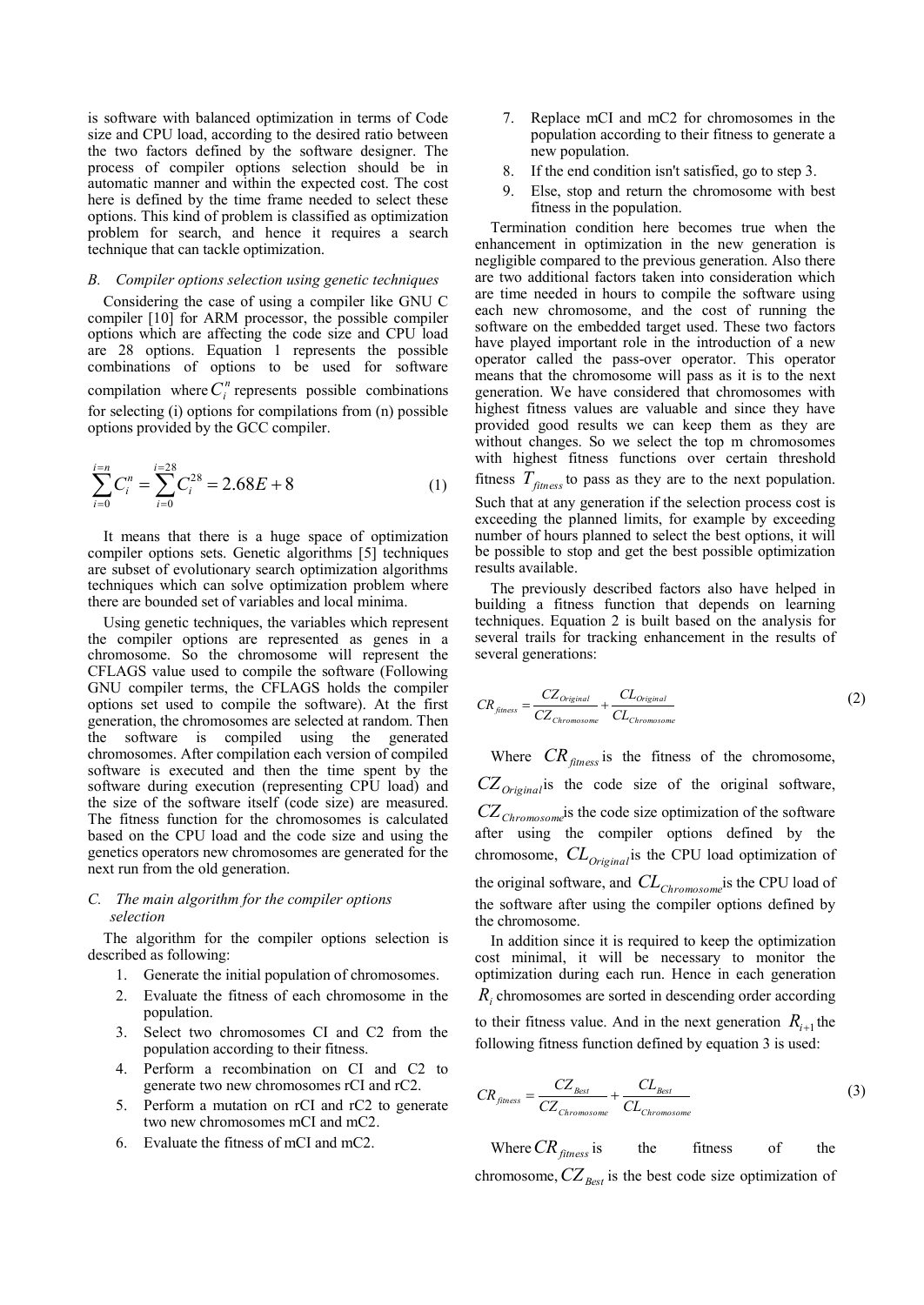is software with balanced optimization in terms of Code size and CPU load, according to the desired ratio between the two factors defined by the software designer. The process of compiler options selection should be in automatic manner and within the expected cost. The cost here is defined by the time frame needed to select these options. This kind of problem is classified as optimization problem for search, and hence it requires a search technique that can tackle optimization.

### *B. Compiler options selection using genetic techniques*

Considering the case of using a compiler like GNU C compiler [10] for ARM processor, the possible compiler options which are affecting the code size and CPU load are 28 options. Equation 1 represents the possible combinations of options to be used for software compilation where $C_i^n$ represents possible combinations for selecting (i) options for compilations from (n) possible options provided by the GCC compiler.

$$\sum_{i=0}^{i=n} C_i^n = \sum_{i=0}^{i=28} C_i^{28} = 2.68E+8 \tag{1}$$

It means that there is a huge space of optimization compiler options sets. Genetic algorithms [5] techniques are subset of evolutionary search optimization algorithms techniques which can solve optimization problem where there are bounded set of variables and local minima.

Using genetic techniques, the variables which represent the compiler options are represented as genes in a chromosome. So the chromosome will represent the CFLAGS value used to compile the software (Following GNU compiler terms, the CFLAGS holds the compiler options set used to compile the software). At the first generation, the chromosomes are selected at random. Then the software is compiled using the generated chromosomes. After compilation each version of compiled software is executed and then the time spent by the software during execution (representing CPU load) and the size of the software itself (code size) are measured. The fitness function for the chromosomes is calculated based on the CPU load and the code size and using the genetics operators new chromosomes are generated for the next run from the old generation.

### *C. The main algorithm for the compiler options selection*

The algorithm for the compiler options selection is described as following:

1. Generate the initial population of chromosomes.
2. Evaluate the fitness of each chromosome in the population.
3. Select two chromosomes CI and C2 from the population according to their fitness.
4. Perform a recombination on CI and C2 to generate two new chromosomes rCI and rC2.
5. Perform a mutation on rCI and rC2 to generate two new chromosomes mCI and mC2.
6. Evaluate the fitness of mCI and mC2.
7. Replace mCI and mC2 for chromosomes in the population according to their fitness to generate a new population.
8. If the end condition isn't satisfied, go to step 3.
9. Else, stop and return the chromosome with best fitness in the population.

Termination condition here becomes true when the enhancement in optimization in the new generation is negligible compared to the previous generation. Also there are two additional factors taken into consideration which are time needed in hours to compile the software using each new chromosome, and the cost of running the software on the embedded target used. These two factors have played important role in the introduction of a new operator called the pass-over operator. This operator means that the chromosome will pass as it is to the next generation. We have considered that chromosomes with highest fitness values are valuable and since they have provided good results we can keep them as they are without changes. So we select the top m chromosomes with highest fitness functions over certain threshold fitness $T_{fitness}$ to pass as they are to the next population. Such that at any generation if the selection process cost is exceeding the planned limits, for example by exceeding number of hours planned to select the best options, it will be possible to stop and get the best possible optimization results available.

The previously described factors also have helped in building a fitness function that depends on learning techniques. Equation 2 is built based on the analysis for several trails for tracking enhancement in the results of several generations:

$$CR_{fitness} = \frac{CZ_{Original}}{CZ_{Chromosome}} + \frac{CL_{Original}}{CL_{Chromosome}} \tag{2}$$

Where $CR_{fitness}$ is the fitness of the chromosome, $CZ_{Original}$ is the code size of the original software, $CZ_{Chromosome}$ is the code size optimization of the software after using the compiler options defined by the chromosome, $CL_{Original}$ is the CPU load optimization of the original software, and $CL_{Chromosome}$ is the CPU load of the software after using the compiler options defined by the chromosome.

In addition since it is required to keep the optimization cost minimal, it will be necessary to monitor the optimization during each run. Hence in each generation $R_i$ chromosomes are sorted in descending order according to their fitness value. And in the next generation $R_{i+1}$ the following fitness function defined by equation 3 is used:

$$CR_{fitness} = \frac{CZ_{Best}}{CZ_{Chromosome}} + \frac{CL_{Best}}{CL_{Chromosome}} \tag{3}$$

Where $CR_{fitness}$ is the fitness of the chromosome, $CZ_{Best}$ is the best code size optimization of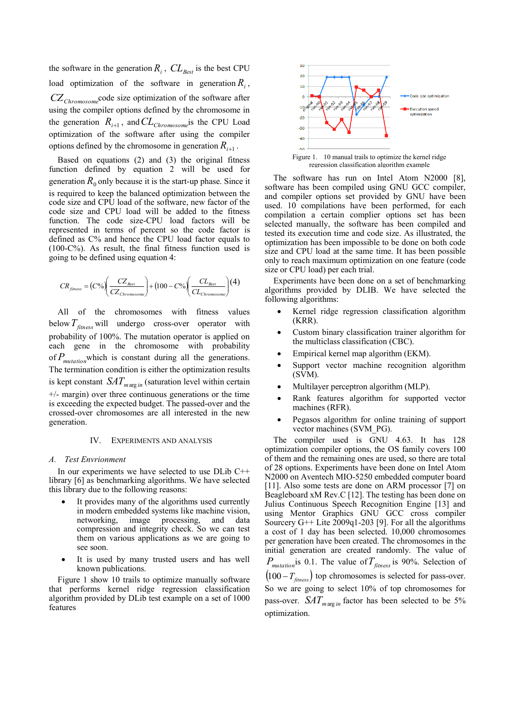the software in the generation $R_i$, $CL_{Best}$ is the best CPU load optimization of the software in generation $R_i$, $CZ_{Chromosome}$ code size optimization of the software after using the compiler options defined by the chromosome in the generation $R_{i+1}$, and $CL_{Chromosome}$ is the CPU Load optimization of the software after using the compiler options defined by the chromosome in generation $R_{i+1}$.

Based on equations (2) and (3) the original fitness function defined by equation 2 will be used for generation $R_0$ only because it is the start-up phase. Since it is required to keep the balanced optimization between the code size and CPU load of the software, new factor of the code size and CPU load will be added to the fitness function. The code size-CPU load factors will be represented in terms of percent so the code factor is defined as C% and hence the CPU load factor equals to (100-C%). As result, the final fitness function used is going to be defined using equation 4:

$$CR_{fitness} = (C\%)\left(\frac{CZ_{Best}}{CZ_{Chromosome}}\right) + (100 - C\%)\left(\frac{CL_{Best}}{CL_{Chromosome}}\right) \quad (4)$$

All of the chromosomes with fitness values below $T_{fitness}$ will undergo cross-over operator with probability of 100%. The mutation operator is applied on each gene in the chromosome with probability of $P_{mutation}$ which is constant during all the generations. The termination condition is either the optimization results is kept constant $SAT_{margin}$ (saturation level within certain +/- margin) over three continuous generations or the time is exceeding the expected budget. The passed-over and the crossed-over chromosomes are all interested in the new generation.

## IV. Experiments and Analysis

### A. Test Envrionment

In our experiments we have selected to use DLib C++ library [6] as benchmarking algorithms. We have selected this library due to the following reasons:

- It provides many of the algorithms used currently in modern embedded systems like machine vision, networking, image processing, and data compression and integrity check. So we can test them on various applications as we are going to see soon.
- It is used by many trusted users and has well known publications.

Figure 1 show 10 trails to optimize manually software that performs kernel ridge regression classification algorithm provided by DLib test example on a set of 1000 features

Figure 1. 10 manual trails to optimize the kernel ridge regression classification algorithm example

The software has run on Intel Atom N2000 [8], software has been compiled using GNU GCC compiler, and compiler options set provided by GNU have been used. 10 compilations have been performed, for each compilation a certain complier options set has been selected manually, the software has been compiled and tested its execution time and code size. As illustrated, the optimization has been impossible to be done on both code size and CPU load at the same time. It has been possible only to reach maximum optimization on one feature (code size or CPU load) per each trial.

Experiments have been done on a set of benchmarking algorithms provided by DLIB. We have selected the following algorithms:

- Kernel ridge regression classification algorithm (KRR).
- Custom binary classification trainer algorithm for the multiclass classification (CBC).
- Empirical kernel map algorithm (EKM).
- Support vector machine recognition algorithm (SVM).
- Multilayer perceptron algorithm (MLP).
- Rank features algorithm for supported vector machines (RFR).
- Pegasos algorithm for online training of support vector machines (SVM_PG).

The compiler used is GNU 4.63. It has 128 optimization compiler options, the OS family covers 100 of them and the remaining ones are used, so there are total of 28 options. Experiments have been done on Intel Atom N2000 on Aventech MIO-5250 embedded computer board [11]. Also some tests are done on ARM processor [7] on Beagleboard xM Rev.C [12]. The testing has been done on Julius Continuous Speech Recognition Engine [13] and using Mentor Graphics GNU GCC cross compiler Sourcery G++ Lite 2009q1-203 [9]. For all the algorithms a cost of 1 day has been selected. 10,000 chromosomes per generation have been created. The chromosomes in the initial generation are created randomly. The value of $P_{mutation}$ is 0.1. The value of $T_{fitness}$ is 90%. Selection of $(100 - T_{fitness})$ top chromosomes is selected for pass-over. So we are going to select 10% of top chromosomes for pass-over. $SAT_{margin}$ factor has been selected to be 5% optimization.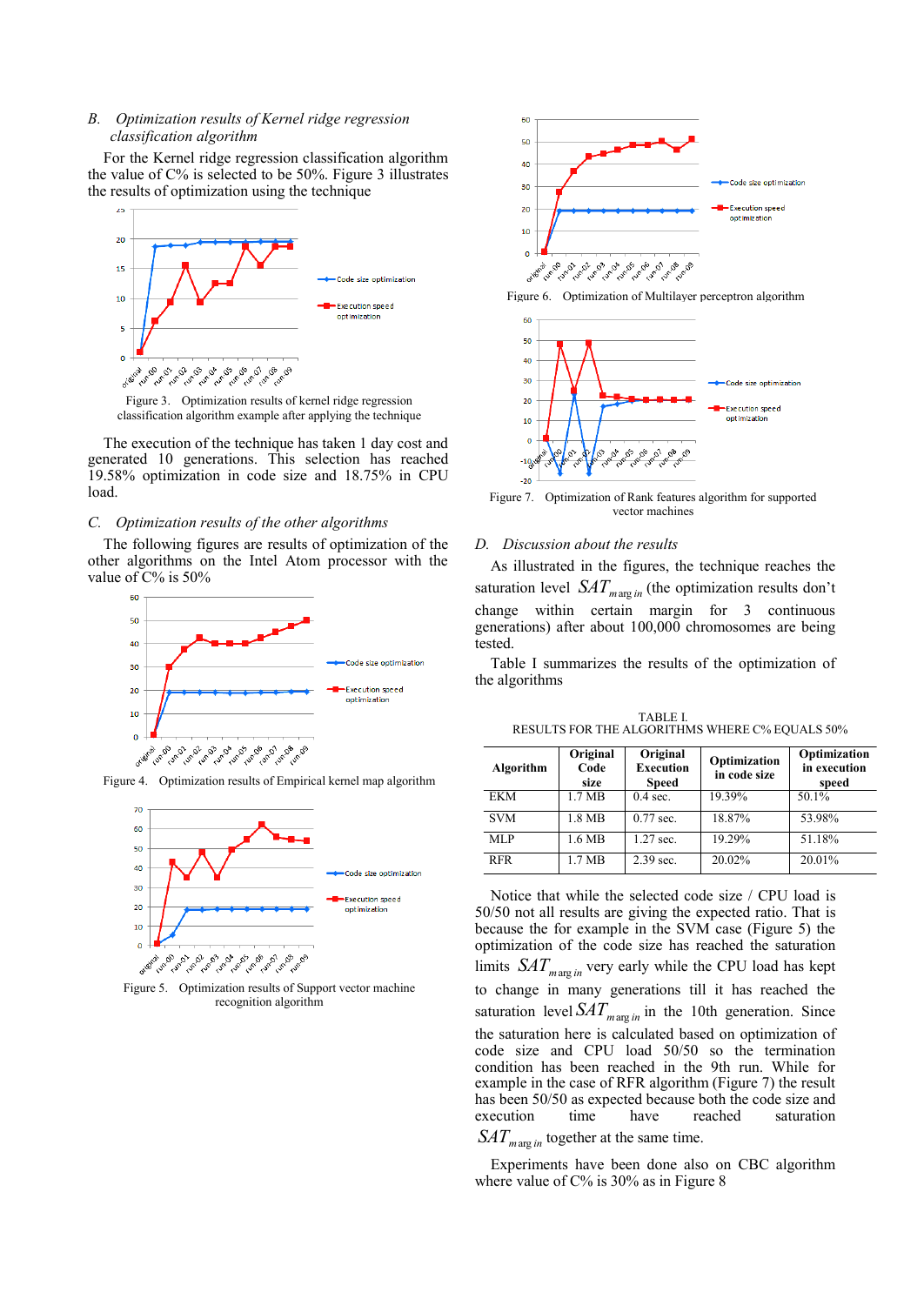### B. Optimization results of Kernel ridge regression classification algorithm

For the Kernel ridge regression classification algorithm the value of C% is selected to be 50%. Figure 3 illustrates the results of optimization using the technique

Figure 3. Optimization results of kernel ridge regression classification algorithm example after applying the technique

The execution of the technique has taken 1 day cost and generated 10 generations. This selection has reached 19.58% optimization in code size and 18.75% in CPU load.

### C. Optimization results of the other algorithms

The following figures are results of optimization of the other algorithms on the Intel Atom processor with the value of C% is 50%

Figure 4. Optimization results of Empirical kernel map algorithm

Figure 5. Optimization results of Support vector machine recognition algorithm

Figure 6. Optimization of Multilayer perceptron algorithm

Figure 7. Optimization of Rank features algorithm for supported vector machines

### D. Discussion about the results

As illustrated in the figures, the technique reaches the saturation level $SAT_{margin}$ (the optimization results don't change within certain margin for 3 continuous generations) after about 100,000 chromosomes are being tested.

Table I summarizes the results of the optimization of the algorithms

TABLE I.
RESULTS FOR THE ALGORITHMS WHERE C% EQUALS 50%

| Algorithm | Original Code size | Original Execution Speed | Optimization in code size | Optimization in execution speed |
|---|---|---|---|---|
| EKM | 1.7 MB | 0.4 sec. | 19.39% | 50.1% |
| SVM | 1.8 MB | 0.77 sec. | 18.87% | 53.98% |
| MLP | 1.6 MB | 1.27 sec. | 19.29% | 51.18% |
| RFR | 1.7 MB | 2.39 sec. | 20.02% | 20.01% |

Notice that while the selected code size / CPU load is 50/50 not all results are giving the expected ratio. That is because the for example in the SVM case (Figure 5) the optimization of the code size has reached the saturation limits $SAT_{margin}$ very early while the CPU load has kept to change in many generations till it has reached the saturation level $SAT_{margin}$ in the 10th generation. Since the saturation here is calculated based on optimization of code size and CPU load 50/50 so the termination condition has been reached in the 9th run. While for example in the case of RFR algorithm (Figure 7) the result has been 50/50 as expected because both the code size and execution time have reached saturation $SAT_{margin}$ together at the same time.

Experiments have been done also on CBC algorithm where value of C% is 30% as in Figure 8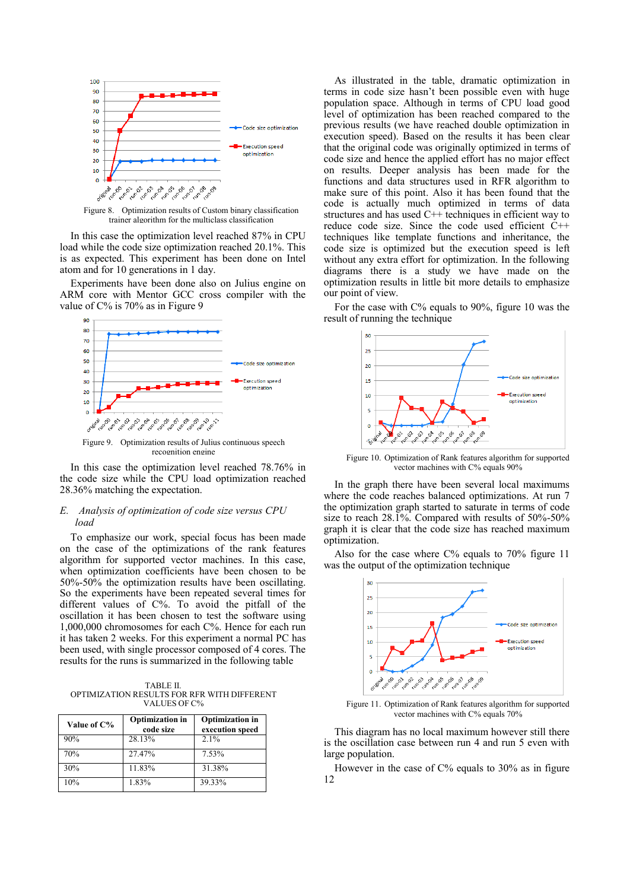Figure 8. Optimization results of Custom binary classification trainer algorithm for the multiclass classification

In this case the optimization level reached 87% in CPU load while the code size optimization reached 20.1%. This is as expected. This experiment has been done on Intel atom and for 10 generations in 1 day.

Experiments have been done also on Julius engine on ARM core with Mentor GCC cross compiler with the value of C% is 70% as in Figure 9

Figure 9. Optimization results of Julius continuous speech recognition engine

In this case the optimization level reached 78.76% in the code size while the CPU load optimization reached 28.36% matching the expectation.

### *E. Analysis of optimization of code size versus CPU load*

To emphasize our work, special focus has been made on the case of the optimizations of the rank features algorithm for supported vector machines. In this case, when optimization coefficients have been chosen to be 50%-50% the optimization results have been oscillating. So the experiments have been repeated several times for different values of C%. To avoid the pitfall of oscillation it has been chosen to test the software using 1,000,000 chromosomes for each C%. Hence for each run it has taken 2 weeks. For this experiment a normal PC has been used, with single processor composed of 4 cores. The results for the runs is summarized in the following table

TABLE II.
OPTIMIZATION RESULTS FOR RFR WITH DIFFERENT VALUES OF C%

| Value of C% | Optimization in code size | Optimization in execution speed |
|---|---|---|
| 90% | 28.13% | 2.1% |
| 70% | 27.47% | 7.53% |
| 30% | 11.83% | 31.38% |
| 10% | 1.83% | 39.33% |

As illustrated in the table, dramatic optimization in terms in code size hasn't been possible even with huge population space. Although in terms of CPU load good level of optimization has been reached compared to the previous results (we have reached double optimization in execution speed). Based on the results it has been clear that the original code was originally optimized in terms of code size and hence the applied effort has no major effect on results. Deeper analysis has been made for the functions and data structures used in RFR algorithm to make sure of this point. Also it has been found that the code is actually much optimized in terms of data structures and has used C++ techniques in efficient way to reduce code size. Since the code used efficient C++ techniques like template functions and inheritance, the code size is optimized but the execution speed is left without any extra effort for optimization. In the following diagrams there is a study we have made on the optimization results in little bit more details to emphasize our point of view.

For the case with C% equals to 90%, figure 10 was the result of running the technique

Figure 10. Optimization of Rank features algorithm for supported vector machines with C% equals 90%

In the graph there have been several local maximums where the code reaches balanced optimizations. At run 7 the optimization graph started to saturate in terms of code size to reach 28.1%. Compared with results of 50%-50% graph it is clear that the code size has reached maximum optimization.

Also for the case where C% equals to 70% figure 11 was the output of the optimization technique

Figure 11. Optimization of Rank features algorithm for supported vector machines with C% equals 70%

This diagram has no local maximum however still there is the oscillation case between run 4 and run 5 even with large population.

However in the case of C% equals to 30% as in figure 12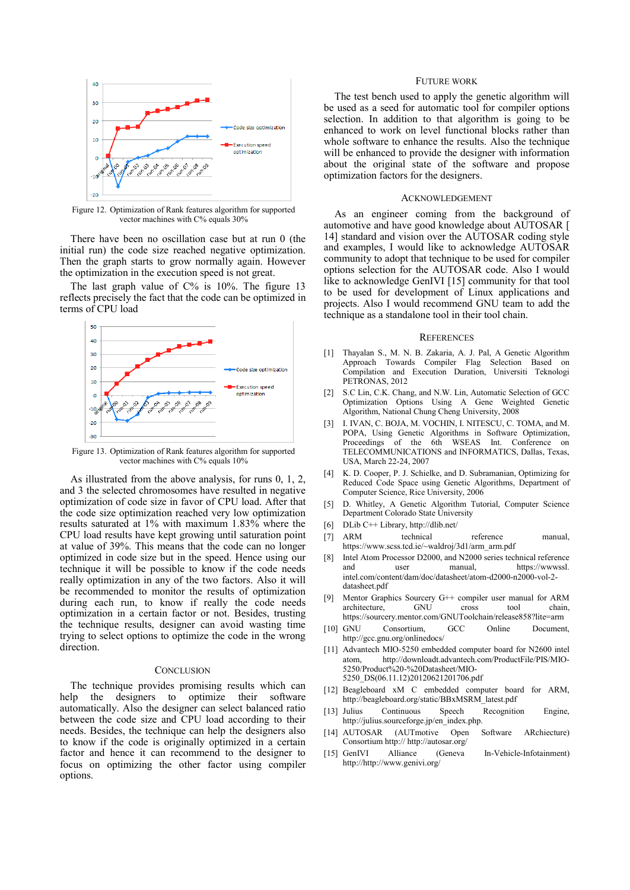40
30
20
10
0
-10
-20
original
run-00
run-01
run-02
run-03
run-04
run-05
run-06
run-07
run-08
run-09
Code size optimization
Execution speed optimization

Figure 12. Optimization of Rank features algorithm for supported vector machines with C% equals 30%

There have been no oscillation case but at run 0 (the initial run) the code size reached negative optimization. Then the graph starts to grow normally again. However the optimization in the execution speed is not great.

The last graph value of C% is 10%. The figure 13 reflects precisely the fact that the code can be optimized in terms of CPU load

50
40
30
20
10
0
-10
-20
-30
original
run-00
run-01
run-02
run-03
run-04
run-05
run-06
run-07
run-08
run-09
Code size optimization
Execution speed optimization

Figure 13. Optimization of Rank features algorithm for supported vector machines with C% equals 10%

As illustrated from the above analysis, for runs 0, 1, 2, and 3 the selected chromosomes have resulted in negative optimization of code size in favor of CPU load. After that the code size optimization reached very low optimization results saturated at 1% with maximum 1.83% where the CPU load results have kept growing until saturation point at value of 39%. This means that the code can no longer optimized in code size but in the speed. Hence using our technique it will be possible to know if the code needs really optimization in any of the two factors. Also it will be recommended to monitor the results of optimization during each run, to know if really the code needs optimization in a certain factor or not. Besides, trusting the technique results, designer can avoid wasting time trying to select options to optimize the code in the wrong direction.

## CONCLUSION

The technique provides promising results which can help the designers to optimize their software automatically. Also the designer can select balanced ratio between the code size and CPU load according to their needs. Besides, the technique can help the designers also to know if the code is originally optimized in a certain factor and hence it can recommend to the designer to focus on optimizing the other factor using compiler options.

## FUTURE WORK

The test bench used to apply the genetic algorithm will be used as a seed for automatic tool for compiler options selection. In addition to that algorithm is going to be enhanced to work on level functional blocks rather than whole software to enhance the results. Also the technique will be enhanced to provide the designer with information about the original state of the software and propose optimization factors for the designers.

## ACKNOWLEDGEMENT

As an engineer coming from the background of automotive and have good knowledge about AUTOSAR [ 14] standard and vision over the AUTOSAR coding style and examples, I would like to acknowledge AUTOSAR community to adopt that technique to be used for compiler options selection for the AUTOSAR code. Also I would like to acknowledge GenIVI [15] community for that tool to be used for development of Linux applications and projects. Also I would recommend GNU team to add the technique as a standalone tool in their tool chain.

## REFERENCES

[1] Thayalan S., M. N. B. Zakaria, A. J. Pal, A Genetic Algorithm Approach Towards Compiler Flag Selection Based on Compilation and Execution Duration, Universiti Teknologi PETRONAS, 2012

[2] S.C Lin, C.K. Chang, and N.W. Lin, Automatic Selection of GCC Optimization Options Using A Gene Weighted Genetic Algorithm, National Chung Cheng University, 2008

[3] I. IVAN, C. BOJA, M. VOCHIN, I. NITESCU, C. TOMA, and M. POPA, Using Genetic Algorithms in Software Optimization, Proceedings of the 6th WSEAS Int. Conference on TELECOMMUNICATIONS and INFORMATICS, Dallas, Texas, USA, March 22-24, 2007

[4] K. D. Cooper, P. J. Schielke, and D. Subramanian, Optimizing for Reduced Code Space using Genetic Algorithms, Department of Computer Science, Rice University, 2006

[5] D. Whitley, A Genetic Algorithm Tutorial, Computer Science Department Colorado State University

[6] DLib C++ Library, http://dlib.net/

[7] ARM technical reference manual, https://www.scss.tcd.ie/~waldroj/3d1/arm_arm.pdf

[8] Intel Atom Processor D2000, and N2000 series technical reference and user manual, https://wwwssl.intel.com/content/dam/doc/datasheet/atom-d2000-n2000-vol-2-datasheet.pdf

[9] Mentor Graphics Sourcery G++ compiler user manual for ARM architecture, GNU cross tool chain, https://sourcery.mentor.com/GNUToolchain/release858?lite=arm

[10] GNU Consortium, GCC Online Document, http://gcc.gnu.org/onlinedocs/

[11] Advantech MIO-5250 embedded computer board for N2600 intel atom, http://downloadt.advantech.com/ProductFile/PIS/MIO-5250/Product%20-%20Datasheet/MIO-5250_DS(06.11.12)20120621201706.pdf

[12] Beagleboard xM C embedded computer board for ARM, http://beagleboard.org/static/BBxMSRM_latest.pdf

[13] Julius Continuous Speech Recognition Engine, http://julius.sourceforge.jp/en_index.php.

[14] AUTOSAR (AUTmotive Open Software ARchiecture) Consortium http:// http://autosar.org/

[15] GenIVI Alliance (Geneva In-Vehicle-Infotainment) http://http://www.genivi.org/